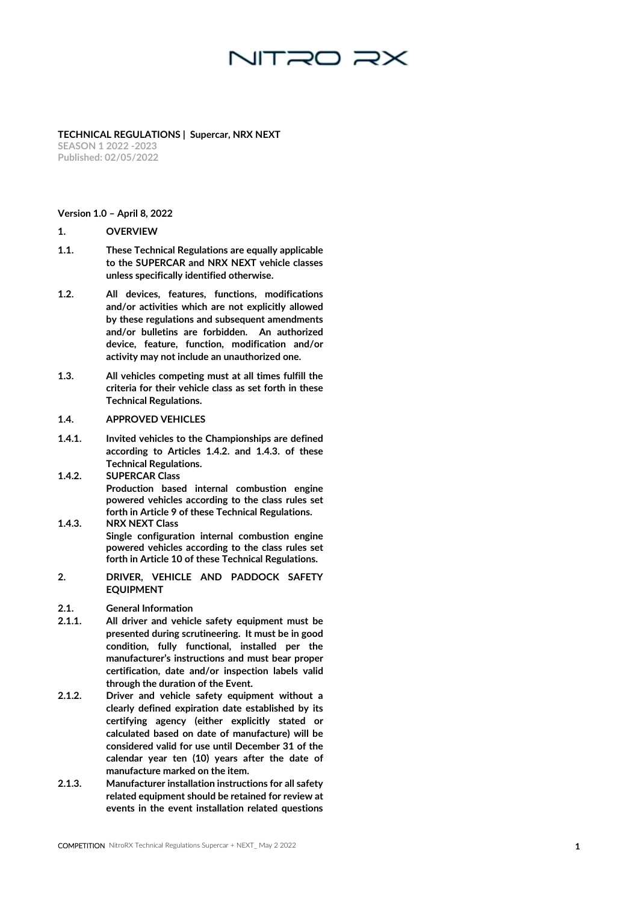NITRO RX

**TECHNICAL REGULATIONS | Supercar, NRX NEXT**
**SEASON 1 2022 -2023**
**Published: 02/05/2022**

**Version 1.0 – April 8, 2022**

## 1. OVERVIEW

**1.1.** These Technical Regulations are equally applicable to the SUPERCAR and NRX NEXT vehicle classes unless specifically identified otherwise.

**1.2.** All devices, features, functions, modifications and/or activities which are not explicitly allowed by these regulations and subsequent amendments and/or bulletins are forbidden. An authorized device, feature, function, modification and/or activity may not include an unauthorized one.

**1.3.** All vehicles competing must at all times fulfill the criteria for their vehicle class as set forth in these Technical Regulations.

### 1.4. APPROVED VEHICLES

**1.4.1.** Invited vehicles to the Championships are defined according to Articles 1.4.2. and 1.4.3. of these Technical Regulations.

**1.4.2.** SUPERCAR Class
Production based internal combustion engine powered vehicles according to the class rules set forth in Article 9 of these Technical Regulations.

**1.4.3.** NRX NEXT Class
Single configuration internal combustion engine powered vehicles according to the class rules set forth in Article 10 of these Technical Regulations.

## 2. DRIVER, VEHICLE AND PADDOCK SAFETY EQUIPMENT

### 2.1. General Information

**2.1.1.** All driver and vehicle safety equipment must be presented during scrutineering. It must be in good condition, fully functional, installed per the manufacturer's instructions and must bear proper certification, date and/or inspection labels valid through the duration of the Event.

**2.1.2.** Driver and vehicle safety equipment without a clearly defined expiration date established by its certifying agency (either explicitly stated or calculated based on date of manufacture) will be considered valid for use until December 31 of the calendar year ten (10) years after the date of manufacture marked on the item.

**2.1.3.** Manufacturer installation instructions for all safety related equipment should be retained for review at events in the event installation related questions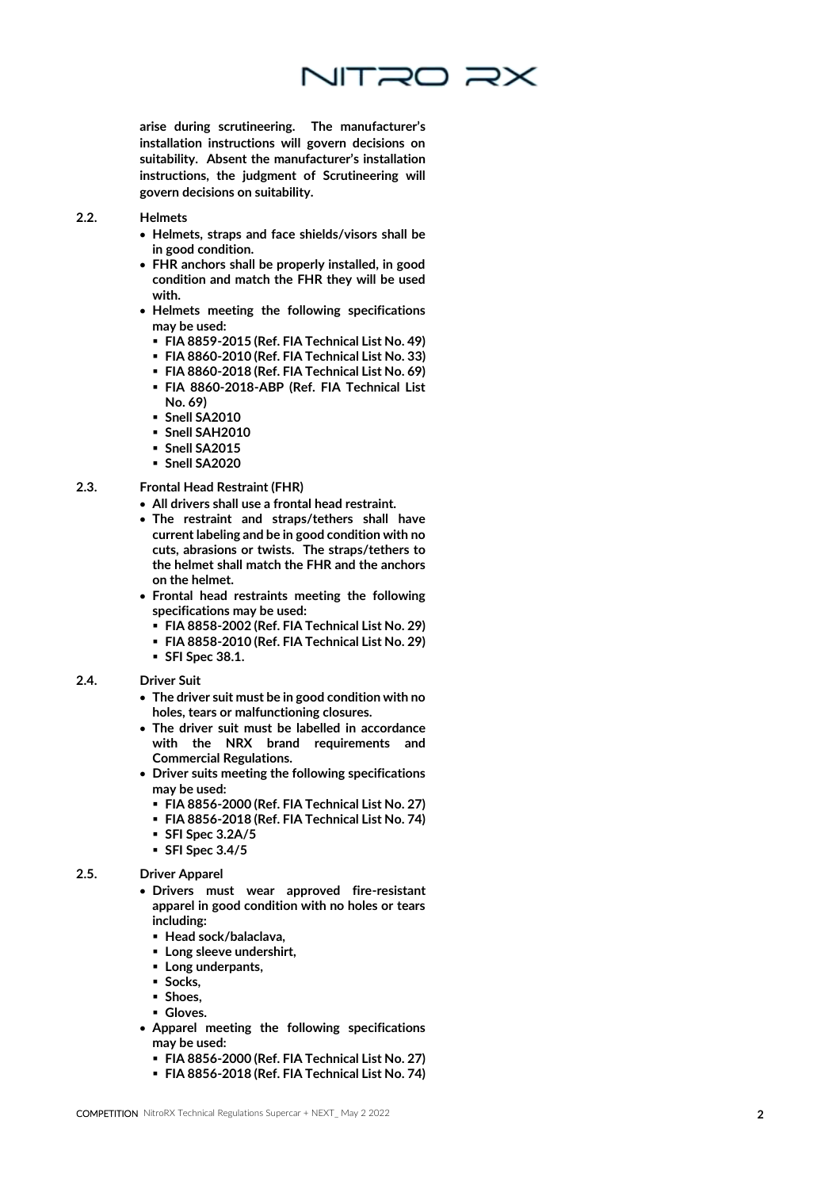**arise during scrutineering. The manufacturer's installation instructions will govern decisions on suitability. Absent the manufacturer's installation instructions, the judgment of Scrutineering will govern decisions on suitability.**

**2.2. Helmets**

- **Helmets, straps and face shields/visors shall be in good condition.**
- **FHR anchors shall be properly installed, in good condition and match the FHR they will be used with.**
- **Helmets meeting the following specifications may be used:**
  - **FIA 8859-2015 (Ref. FIA Technical List No. 49)**
  - **FIA 8860-2010 (Ref. FIA Technical List No. 33)**
  - **FIA 8860-2018 (Ref. FIA Technical List No. 69)**
  - **FIA 8860-2018-ABP (Ref. FIA Technical List No. 69)**
  - **Snell SA2010**
  - **Snell SAH2010**
  - **Snell SA2015**
  - **Snell SA2020**

**2.3. Frontal Head Restraint (FHR)**

- **All drivers shall use a frontal head restraint.**
- **The restraint and straps/tethers shall have current labeling and be in good condition with no cuts, abrasions or twists. The straps/tethers to the helmet shall match the FHR and the anchors on the helmet.**
- **Frontal head restraints meeting the following specifications may be used:**
  - **FIA 8858-2002 (Ref. FIA Technical List No. 29)**
  - **FIA 8858-2010 (Ref. FIA Technical List No. 29)**
  - **SFI Spec 38.1.**

**2.4. Driver Suit**

- **The driver suit must be in good condition with no holes, tears or malfunctioning closures.**
- **The driver suit must be labelled in accordance with the NRX brand requirements and Commercial Regulations.**
- **Driver suits meeting the following specifications may be used:**
  - **FIA 8856-2000 (Ref. FIA Technical List No. 27)**
  - **FIA 8856-2018 (Ref. FIA Technical List No. 74)**
  - **SFI Spec 3.2A/5**
  - **SFI Spec 3.4/5**

**2.5. Driver Apparel**

- **Drivers must wear approved fire-resistant apparel in good condition with no holes or tears including:**
  - **Head sock/balaclava,**
  - **Long sleeve undershirt,**
  - **Long underpants,**
  - **Socks,**
  - **Shoes,**
  - **Gloves.**
- **Apparel meeting the following specifications may be used:**
  - **FIA 8856-2000 (Ref. FIA Technical List No. 27)**
  - **FIA 8856-2018 (Ref. FIA Technical List No. 74)**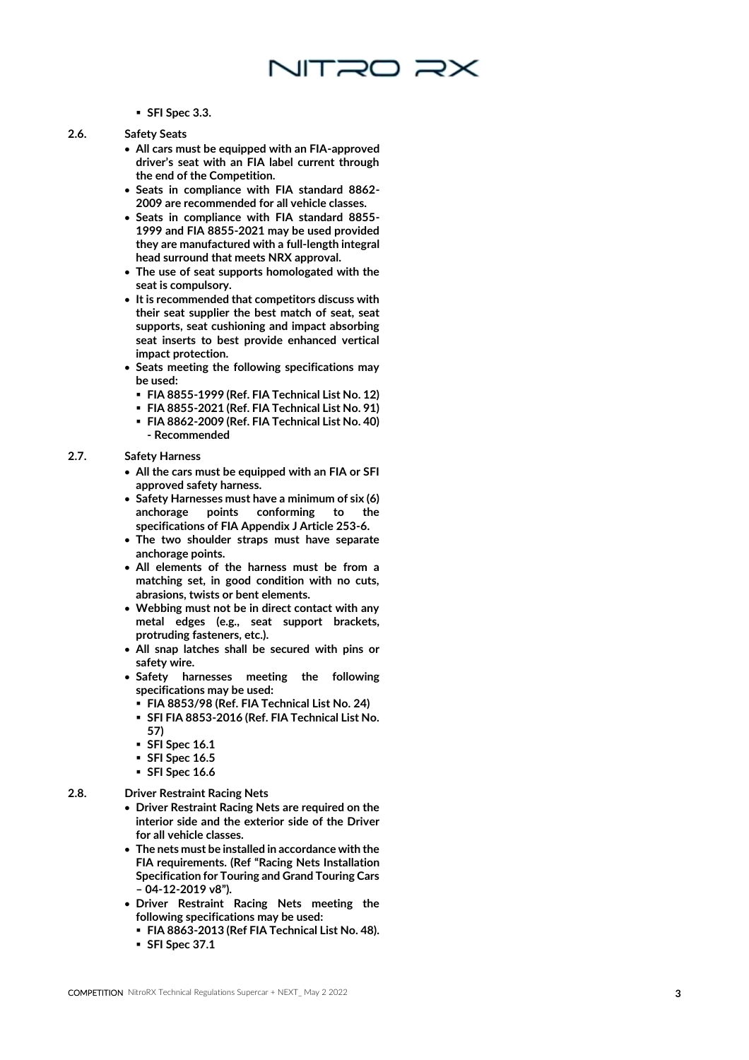- SFI Spec 3.3.

## 2.6. Safety Seats

- All cars must be equipped with an FIA-approved driver's seat with an FIA label current through the end of the Competition.
- Seats in compliance with FIA standard 8862-2009 are recommended for all vehicle classes.
- Seats in compliance with FIA standard 8855-1999 and FIA 8855-2021 may be used provided they are manufactured with a full-length integral head surround that meets NRX approval.
- The use of seat supports homologated with the seat is compulsory.
- It is recommended that competitors discuss with their seat supplier the best match of seat, seat supports, seat cushioning and impact absorbing seat inserts to best provide enhanced vertical impact protection.
- Seats meeting the following specifications may be used:
  - FIA 8855-1999 (Ref. FIA Technical List No. 12)
  - FIA 8855-2021 (Ref. FIA Technical List No. 91)
  - FIA 8862-2009 (Ref. FIA Technical List No. 40) - Recommended

## 2.7. Safety Harness

- All the cars must be equipped with an FIA or SFI approved safety harness.
- Safety Harnesses must have a minimum of six (6) anchorage points conforming to the specifications of FIA Appendix J Article 253-6.
- The two shoulder straps must have separate anchorage points.
- All elements of the harness must be from a matching set, in good condition with no cuts, abrasions, twists or bent elements.
- Webbing must not be in direct contact with any metal edges (e.g., seat support brackets, protruding fasteners, etc.).
- All snap latches shall be secured with pins or safety wire.
- Safety harnesses meeting the following specifications may be used:
  - FIA 8853/98 (Ref. FIA Technical List No. 24)
  - SFI FIA 8853-2016 (Ref. FIA Technical List No. 57)
  - SFI Spec 16.1
  - SFI Spec 16.5
  - SFI Spec 16.6

## 2.8. Driver Restraint Racing Nets

- Driver Restraint Racing Nets are required on the interior side and the exterior side of the Driver for all vehicle classes.
- The nets must be installed in accordance with the FIA requirements. (Ref "Racing Nets Installation Specification for Touring and Grand Touring Cars – 04-12-2019 v8").
- Driver Restraint Racing Nets meeting the following specifications may be used:
  - FIA 8863-2013 (Ref FIA Technical List No. 48).
  - SFI Spec 37.1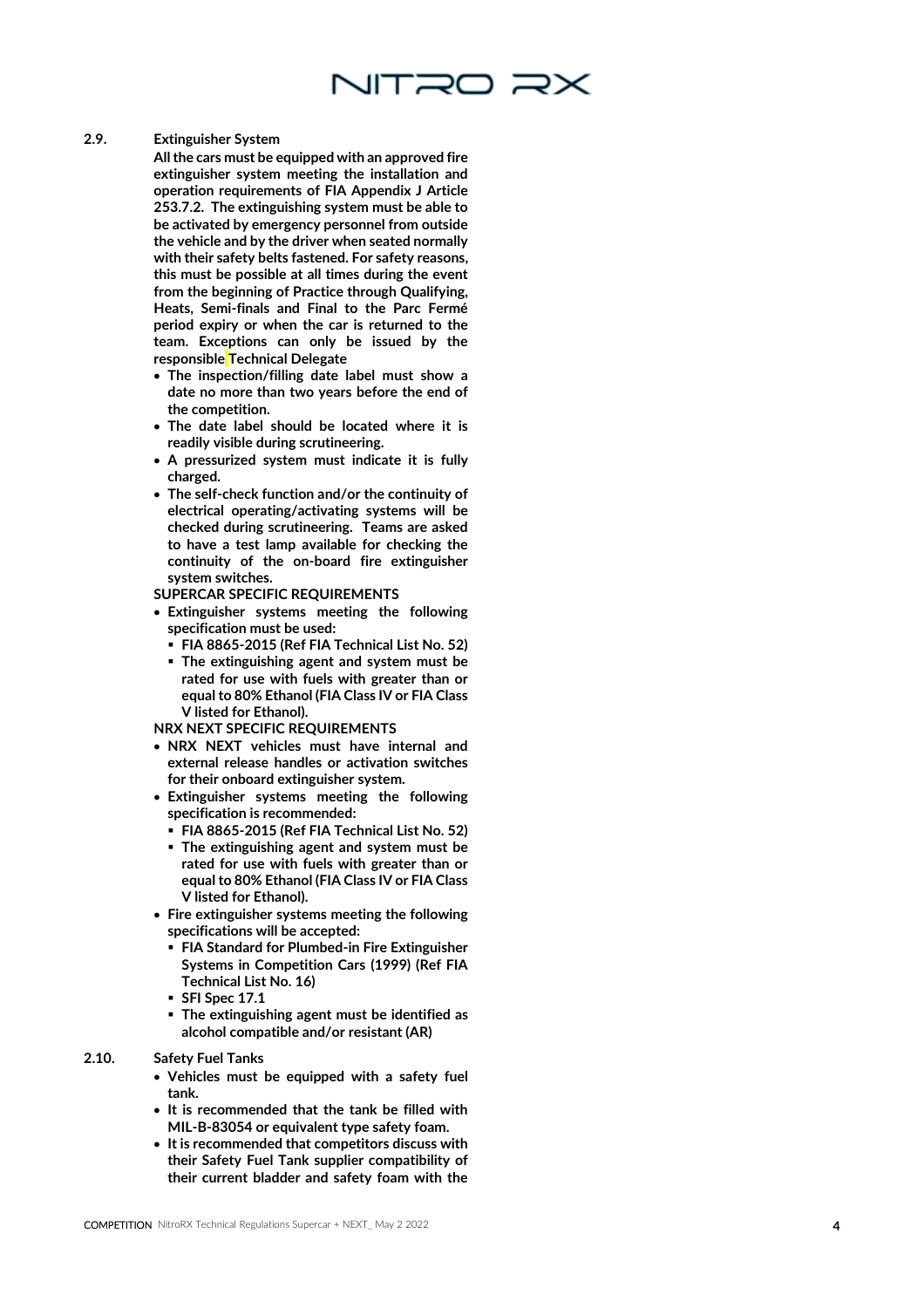**2.9. Extinguisher System**

**All the cars must be equipped with an approved fire extinguisher system meeting the installation and operation requirements of FIA Appendix J Article 253.7.2. The extinguishing system must be able to be activated by emergency personnel from outside the vehicle and by the driver when seated normally with their safety belts fastened. For safety reasons, this must be possible at all times during the event from the beginning of Practice through Qualifying, Heats, Semi-finals and Final to the Parc Fermé period expiry or when the car is returned to the team. Exceptions can only be issued by the responsible Technical Delegate**

- **The inspection/filling date label must show a date no more than two years before the end of the competition.**
- **The date label should be located where it is readily visible during scrutineering.**
- **A pressurized system must indicate it is fully charged.**
- **The self-check function and/or the continuity of electrical operating/activating systems will be checked during scrutineering. Teams are asked to have a test lamp available for checking the continuity of the on-board fire extinguisher system switches.**

**SUPERCAR SPECIFIC REQUIREMENTS**

- **Extinguisher systems meeting the following specification must be used:**
  - **FIA 8865-2015 (Ref FIA Technical List No. 52)**
  - **The extinguishing agent and system must be rated for use with fuels with greater than or equal to 80% Ethanol (FIA Class IV or FIA Class V listed for Ethanol).**

**NRX NEXT SPECIFIC REQUIREMENTS**

- **NRX NEXT vehicles must have internal and external release handles or activation switches for their onboard extinguisher system.**
- **Extinguisher systems meeting the following specification is recommended:**
  - **FIA 8865-2015 (Ref FIA Technical List No. 52)**
  - **The extinguishing agent and system must be rated for use with fuels with greater than or equal to 80% Ethanol (FIA Class IV or FIA Class V listed for Ethanol).**
- **Fire extinguisher systems meeting the following specifications will be accepted:**
  - **FIA Standard for Plumbed-in Fire Extinguisher Systems in Competition Cars (1999) (Ref FIA Technical List No. 16)**
  - **SFI Spec 17.1**
  - **The extinguishing agent must be identified as alcohol compatible and/or resistant (AR)**

**2.10. Safety Fuel Tanks**

- **Vehicles must be equipped with a safety fuel tank.**
- **It is recommended that the tank be filled with MIL-B-83054 or equivalent type safety foam.**
- **It is recommended that competitors discuss with their Safety Fuel Tank supplier compatibility of their current bladder and safety foam with the**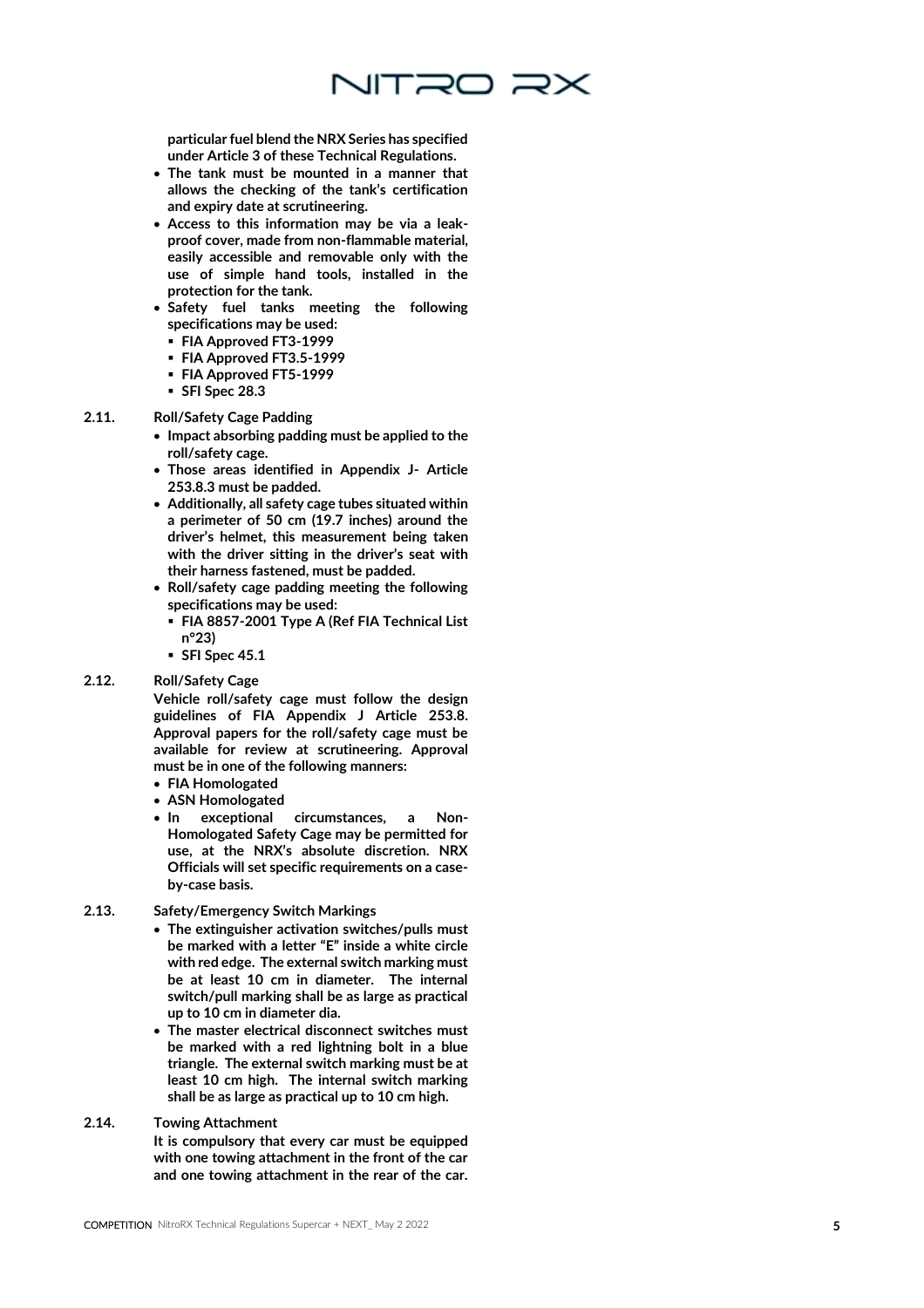**particular fuel blend the NRX Series has specified under Article 3 of these Technical Regulations.**

- **The tank must be mounted in a manner that allows the checking of the tank's certification and expiry date at scrutineering.**
- **Access to this information may be via a leak-proof cover, made from non-flammable material, easily accessible and removable only with the use of simple hand tools, installed in the protection for the tank.**
- **Safety fuel tanks meeting the following specifications may be used:**
  - **FIA Approved FT3-1999**
  - **FIA Approved FT3.5-1999**
  - **FIA Approved FT5-1999**
  - **SFI Spec 28.3**

## 2.11. Roll/Safety Cage Padding

- **Impact absorbing padding must be applied to the roll/safety cage.**
- **Those areas identified in Appendix J- Article 253.8.3 must be padded.**
- **Additionally, all safety cage tubes situated within a perimeter of 50 cm (19.7 inches) around the driver's helmet, this measurement being taken with the driver sitting in the driver's seat with their harness fastened, must be padded.**
- **Roll/safety cage padding meeting the following specifications may be used:**
  - **FIA 8857-2001 Type A (Ref FIA Technical List n°23)**
  - **SFI Spec 45.1**

## 2.12. Roll/Safety Cage

**Vehicle roll/safety cage must follow the design guidelines of FIA Appendix J Article 253.8. Approval papers for the roll/safety cage must be available for review at scrutineering. Approval must be in one of the following manners:**

- **FIA Homologated**
- **ASN Homologated**
- **In exceptional circumstances, a Non-Homologated Safety Cage may be permitted for use, at the NRX's absolute discretion. NRX Officials will set specific requirements on a case-by-case basis.**

## 2.13. Safety/Emergency Switch Markings

- **The extinguisher activation switches/pulls must be marked with a letter "E" inside a white circle with red edge. The external switch marking must be at least 10 cm in diameter. The internal switch/pull marking shall be as large as practical up to 10 cm in diameter dia.**
- **The master electrical disconnect switches must be marked with a red lightning bolt in a blue triangle. The external switch marking must be at least 10 cm high. The internal switch marking shall be as large as practical up to 10 cm high.**

## 2.14. Towing Attachment

**It is compulsory that every car must be equipped with one towing attachment in the front of the car and one towing attachment in the rear of the car.**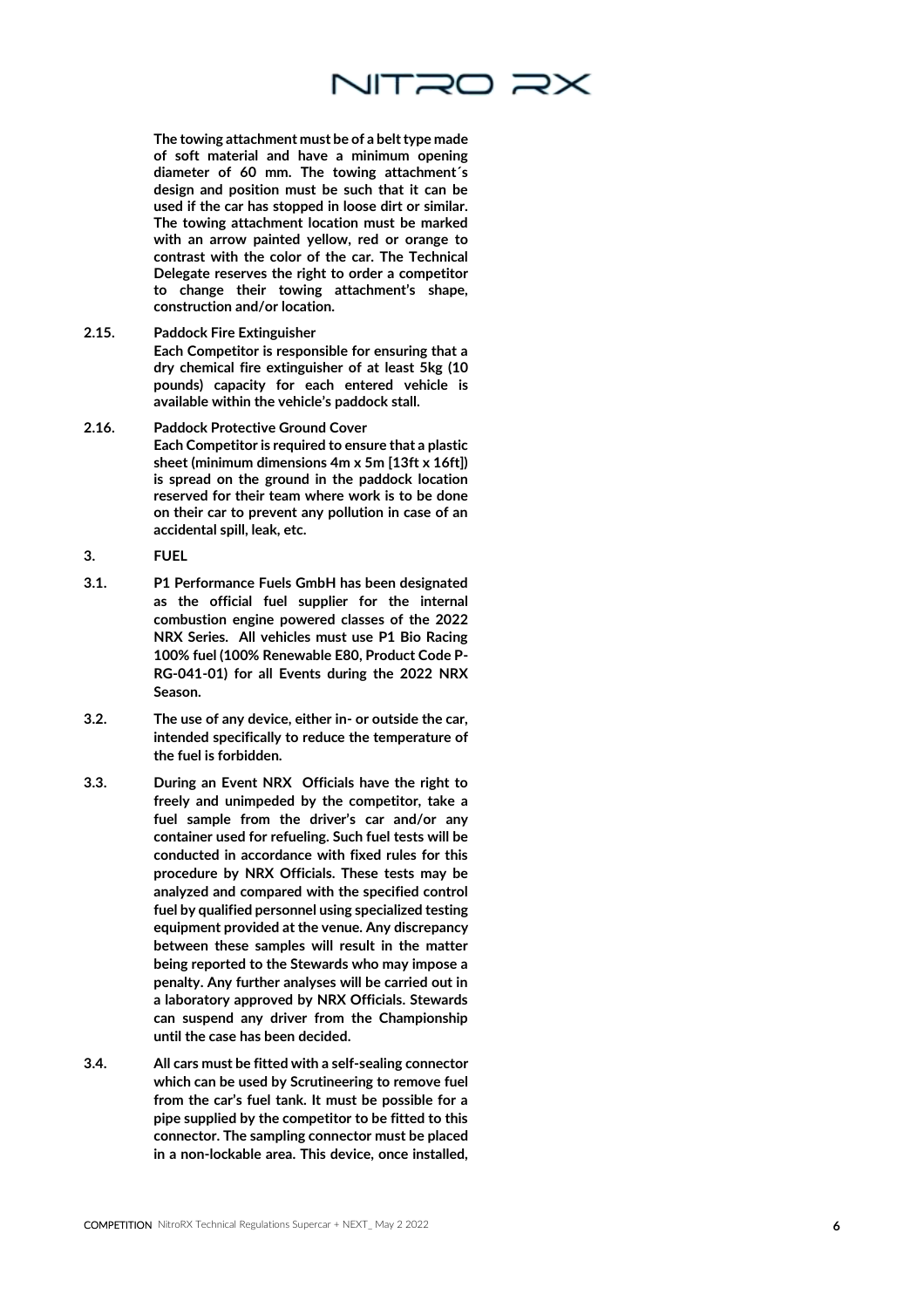**The towing attachment must be of a belt type made of soft material and have a minimum opening diameter of 60 mm. The towing attachment´s design and position must be such that it can be used if the car has stopped in loose dirt or similar. The towing attachment location must be marked with an arrow painted yellow, red or orange to contrast with the color of the car. The Technical Delegate reserves the right to order a competitor to change their towing attachment's shape, construction and/or location.**

**2.15. Paddock Fire Extinguisher**

**Each Competitor is responsible for ensuring that a dry chemical fire extinguisher of at least 5kg (10 pounds) capacity for each entered vehicle is available within the vehicle's paddock stall.**

**2.16. Paddock Protective Ground Cover**

**Each Competitor is required to ensure that a plastic sheet (minimum dimensions 4m x 5m [13ft x 16ft]) is spread on the ground in the paddock location reserved for their team where work is to be done on their car to prevent any pollution in case of an accidental spill, leak, etc.**

## 3. FUEL

**3.1. P1 Performance Fuels GmbH has been designated as the official fuel supplier for the internal combustion engine powered classes of the 2022 NRX Series. All vehicles must use P1 Bio Racing 100% fuel (100% Renewable E80, Product Code P-RG-041-01) for all Events during the 2022 NRX Season.**

**3.2. The use of any device, either in- or outside the car, intended specifically to reduce the temperature of the fuel is forbidden.**

**3.3. During an Event NRX Officials have the right to freely and unimpeded by the competitor, take a fuel sample from the driver's car and/or any container used for refueling. Such fuel tests will be conducted in accordance with fixed rules for this procedure by NRX Officials. These tests may be analyzed and compared with the specified control fuel by qualified personnel using specialized testing equipment provided at the venue. Any discrepancy between these samples will result in the matter being reported to the Stewards who may impose a penalty. Any further analyses will be carried out in a laboratory approved by NRX Officials. Stewards can suspend any driver from the Championship until the case has been decided.**

**3.4. All cars must be fitted with a self-sealing connector which can be used by Scrutineering to remove fuel from the car's fuel tank. It must be possible for a pipe supplied by the competitor to be fitted to this connector. The sampling connector must be placed in a non-lockable area. This device, once installed,**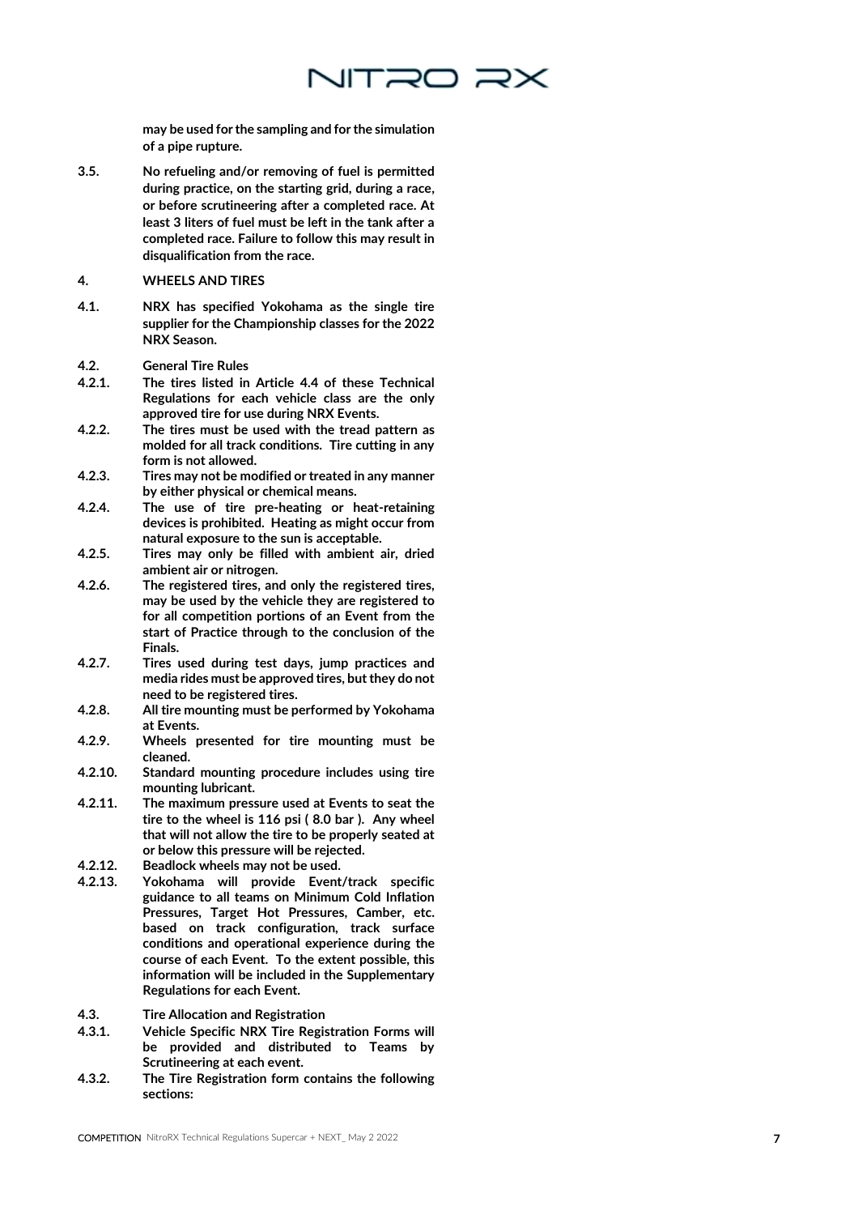**may be used for the sampling and for the simulation of a pipe rupture.**

**3.5.** **No refueling and/or removing of fuel is permitted during practice, on the starting grid, during a race, or before scrutineering after a completed race. At least 3 liters of fuel must be left in the tank after a completed race. Failure to follow this may result in disqualification from the race.**

## 4. WHEELS AND TIRES

**4.1.** **NRX has specified Yokohama as the single tire supplier for the Championship classes for the 2022 NRX Season.**

### 4.2. General Tire Rules

**4.2.1.** **The tires listed in Article 4.4 of these Technical Regulations for each vehicle class are the only approved tire for use during NRX Events.**

**4.2.2.** **The tires must be used with the tread pattern as molded for all track conditions. Tire cutting in any form is not allowed.**

**4.2.3.** **Tires may not be modified or treated in any manner by either physical or chemical means.**

**4.2.4.** **The use of tire pre-heating or heat-retaining devices is prohibited. Heating as might occur from natural exposure to the sun is acceptable.**

**4.2.5.** **Tires may only be filled with ambient air, dried ambient air or nitrogen.**

**4.2.6.** **The registered tires, and only the registered tires, may be used by the vehicle they are registered to for all competition portions of an Event from the start of Practice through to the conclusion of the Finals.**

**4.2.7.** **Tires used during test days, jump practices and media rides must be approved tires, but they do not need to be registered tires.**

**4.2.8.** **All tire mounting must be performed by Yokohama at Events.**

**4.2.9.** **Wheels presented for tire mounting must be cleaned.**

**4.2.10.** **Standard mounting procedure includes using tire mounting lubricant.**

**4.2.11.** **The maximum pressure used at Events to seat the tire to the wheel is 116 psi ( 8.0 bar ). Any wheel that will not allow the tire to be properly seated at or below this pressure will be rejected.**

**4.2.12.** **Beadlock wheels may not be used.**

**4.2.13.** **Yokohama will provide Event/track specific guidance to all teams on Minimum Cold Inflation Pressures, Target Hot Pressures, Camber, etc. based on track configuration, track surface conditions and operational experience during the course of each Event. To the extent possible, this information will be included in the Supplementary Regulations for each Event.**

### 4.3. Tire Allocation and Registration

**4.3.1.** **Vehicle Specific NRX Tire Registration Forms will be provided and distributed to Teams by Scrutineering at each event.**

**4.3.2.** **The Tire Registration form contains the following sections:**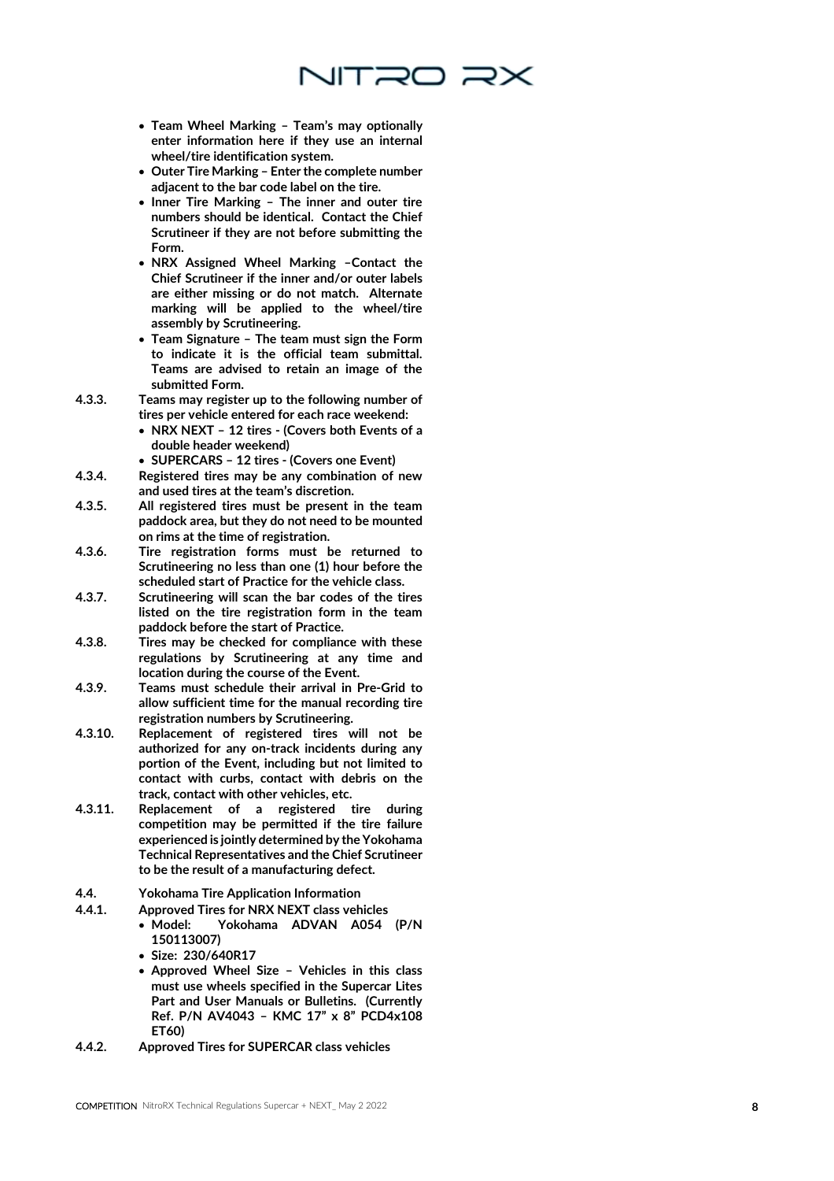- **Team Wheel Marking – Team's may optionally enter information here if they use an internal wheel/tire identification system.**
- **Outer Tire Marking – Enter the complete number adjacent to the bar code label on the tire.**
- **Inner Tire Marking – The inner and outer tire numbers should be identical. Contact the Chief Scrutineer if they are not before submitting the Form.**
- **NRX Assigned Wheel Marking –Contact the Chief Scrutineer if the inner and/or outer labels are either missing or do not match. Alternate marking will be applied to the wheel/tire assembly by Scrutineering.**
- **Team Signature – The team must sign the Form to indicate it is the official team submittal. Teams are advised to retain an image of the submitted Form.**

**4.3.3.** **Teams may register up to the following number of tires per vehicle entered for each race weekend:**

- **NRX NEXT – 12 tires - (Covers both Events of a double header weekend)**
- **SUPERCARS – 12 tires - (Covers one Event)**

**4.3.4.** **Registered tires may be any combination of new and used tires at the team's discretion.**

**4.3.5.** **All registered tires must be present in the team paddock area, but they do not need to be mounted on rims at the time of registration.**

**4.3.6.** **Tire registration forms must be returned to Scrutineering no less than one (1) hour before the scheduled start of Practice for the vehicle class.**

**4.3.7.** **Scrutineering will scan the bar codes of the tires listed on the tire registration form in the team paddock before the start of Practice.**

**4.3.8.** **Tires may be checked for compliance with these regulations by Scrutineering at any time and location during the course of the Event.**

**4.3.9.** **Teams must schedule their arrival in Pre-Grid to allow sufficient time for the manual recording tire registration numbers by Scrutineering.**

**4.3.10.** **Replacement of registered tires will not be authorized for any on-track incidents during any portion of the Event, including but not limited to contact with curbs, contact with debris on the track, contact with other vehicles, etc.**

**4.3.11.** **Replacement of a registered tire during competition may be permitted if the tire failure experienced is jointly determined by the Yokohama Technical Representatives and the Chief Scrutineer to be the result of a manufacturing defect.**

**4.4.** **Yokohama Tire Application Information**

**4.4.1.** **Approved Tires for NRX NEXT class vehicles**

- **Model: Yokohama ADVAN A054 (P/N 150113007)**
- **Size: 230/640R17**
- **Approved Wheel Size – Vehicles in this class must use wheels specified in the Supercar Lites Part and User Manuals or Bulletins. (Currently Ref. P/N AV4043 – KMC 17" x 8" PCD4x108 ET60)**

**4.4.2.** **Approved Tires for SUPERCAR class vehicles**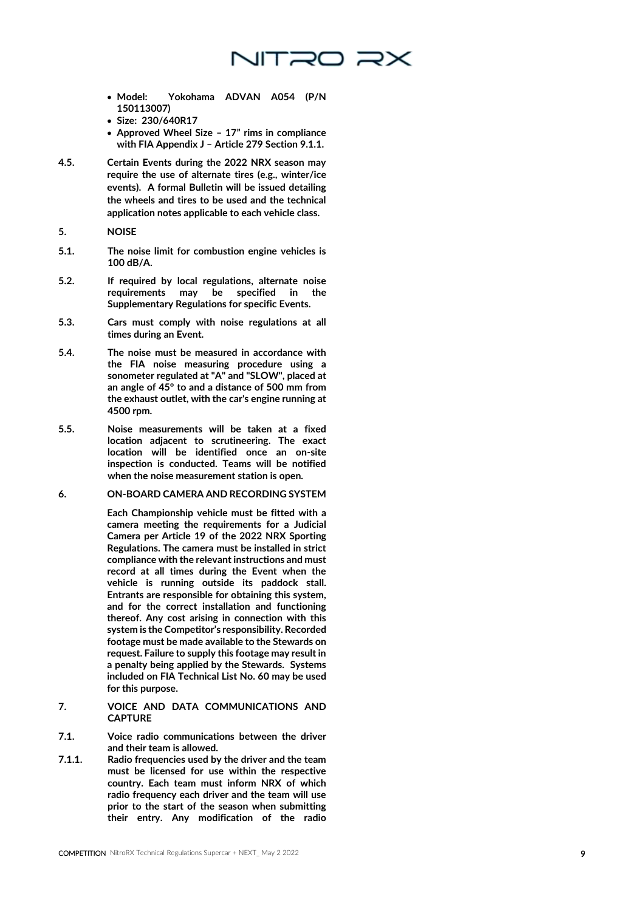- **Model: Yokohama ADVAN A054 (P/N 150113007)**
- **Size: 230/640R17**
- **Approved Wheel Size – 17" rims in compliance with FIA Appendix J – Article 279 Section 9.1.1.**

**4.5.** **Certain Events during the 2022 NRX season may require the use of alternate tires (e.g., winter/ice events). A formal Bulletin will be issued detailing the wheels and tires to be used and the technical application notes applicable to each vehicle class.**

## 5. NOISE

**5.1.** **The noise limit for combustion engine vehicles is 100 dB/A.**

**5.2.** **If required by local regulations, alternate noise requirements may be specified in the Supplementary Regulations for specific Events.**

**5.3.** **Cars must comply with noise regulations at all times during an Event.**

**5.4.** **The noise must be measured in accordance with the FIA noise measuring procedure using a sonometer regulated at "A" and "SLOW", placed at an angle of 45° to and a distance of 500 mm from the exhaust outlet, with the car's engine running at 4500 rpm.**

**5.5.** **Noise measurements will be taken at a fixed location adjacent to scrutineering. The exact location will be identified once an on-site inspection is conducted. Teams will be notified when the noise measurement station is open.**

## 6. ON-BOARD CAMERA AND RECORDING SYSTEM

**Each Championship vehicle must be fitted with a camera meeting the requirements for a Judicial Camera per Article 19 of the 2022 NRX Sporting Regulations. The camera must be installed in strict compliance with the relevant instructions and must record at all times during the Event when the vehicle is running outside its paddock stall. Entrants are responsible for obtaining this system, and for the correct installation and functioning thereof. Any cost arising in connection with this system is the Competitor's responsibility. Recorded footage must be made available to the Stewards on request. Failure to supply this footage may result in a penalty being applied by the Stewards. Systems included on FIA Technical List No. 60 may be used for this purpose.**

## 7. VOICE AND DATA COMMUNICATIONS AND CAPTURE

**7.1.** **Voice radio communications between the driver and their team is allowed.**

**7.1.1.** **Radio frequencies used by the driver and the team must be licensed for use within the respective country. Each team must inform NRX of which radio frequency each driver and the team will use prior to the start of the season when submitting their entry. Any modification of the radio**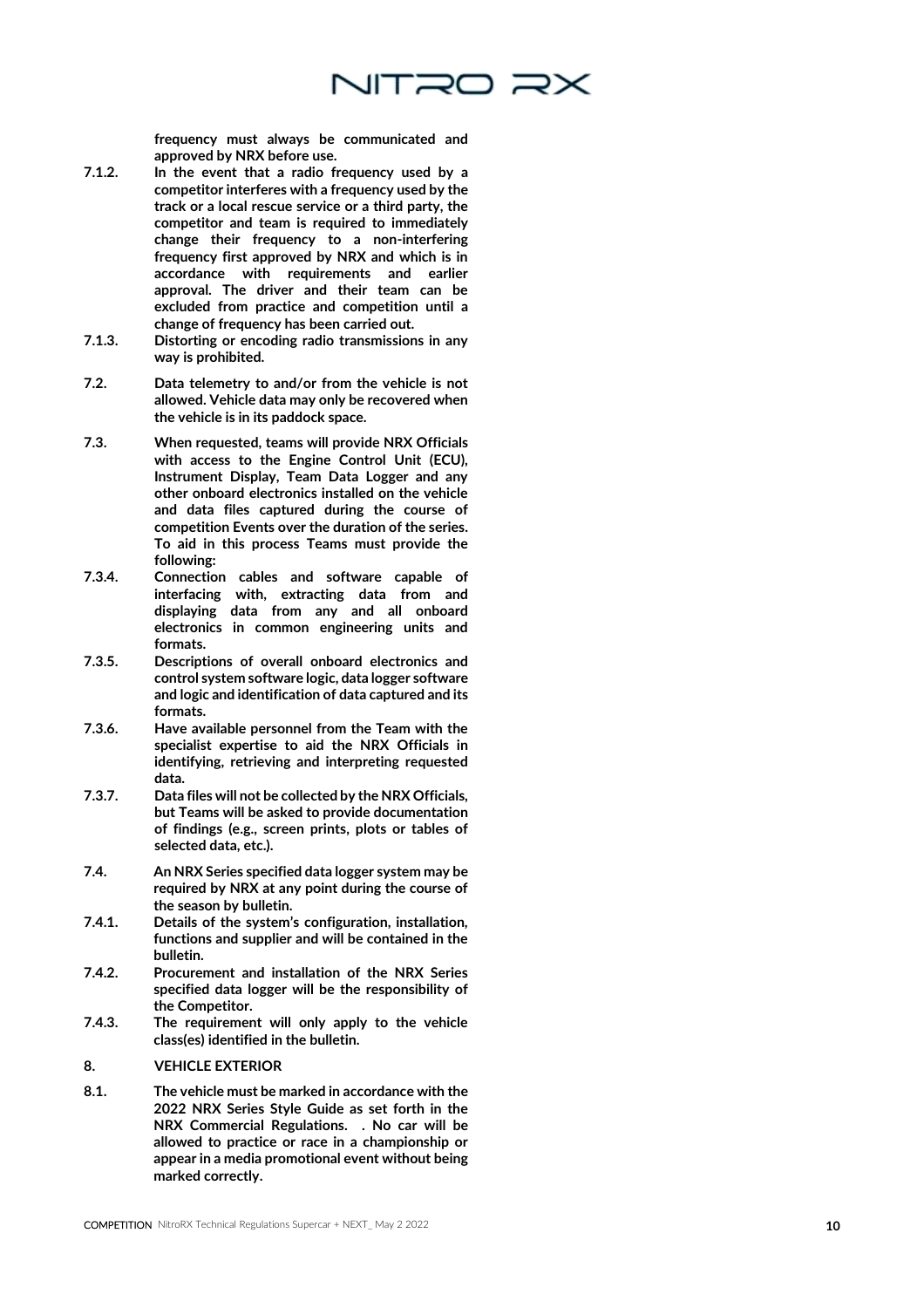**frequency must always be communicated and approved by NRX before use.**

**7.1.2.** **In the event that a radio frequency used by a competitor interferes with a frequency used by the track or a local rescue service or a third party, the competitor and team is required to immediately change their frequency to a non-interfering frequency first approved by NRX and which is in accordance with requirements and earlier approval. The driver and their team can be excluded from practice and competition until a change of frequency has been carried out.**

**7.1.3.** **Distorting or encoding radio transmissions in any way is prohibited.**

**7.2.** **Data telemetry to and/or from the vehicle is not allowed. Vehicle data may only be recovered when the vehicle is in its paddock space.**

**7.3.** **When requested, teams will provide NRX Officials with access to the Engine Control Unit (ECU), Instrument Display, Team Data Logger and any other onboard electronics installed on the vehicle and data files captured during the course of competition Events over the duration of the series. To aid in this process Teams must provide the following:**

**7.3.4.** **Connection cables and software capable of interfacing with, extracting data from and displaying data from any and all onboard electronics in common engineering units and formats.**

**7.3.5.** **Descriptions of overall onboard electronics and control system software logic, data logger software and logic and identification of data captured and its formats.**

**7.3.6.** **Have available personnel from the Team with the specialist expertise to aid the NRX Officials in identifying, retrieving and interpreting requested data.**

**7.3.7.** **Data files will not be collected by the NRX Officials, but Teams will be asked to provide documentation of findings (e.g., screen prints, plots or tables of selected data, etc.).**

**7.4.** **An NRX Series specified data logger system may be required by NRX at any point during the course of the season by bulletin.**

**7.4.1.** **Details of the system's configuration, installation, functions and supplier and will be contained in the bulletin.**

**7.4.2.** **Procurement and installation of the NRX Series specified data logger will be the responsibility of the Competitor.**

**7.4.3.** **The requirement will only apply to the vehicle class(es) identified in the bulletin.**

## 8. VEHICLE EXTERIOR

**8.1.** **The vehicle must be marked in accordance with the 2022 NRX Series Style Guide as set forth in the NRX Commercial Regulations. . No car will be allowed to practice or race in a championship or appear in a media promotional event without being marked correctly.**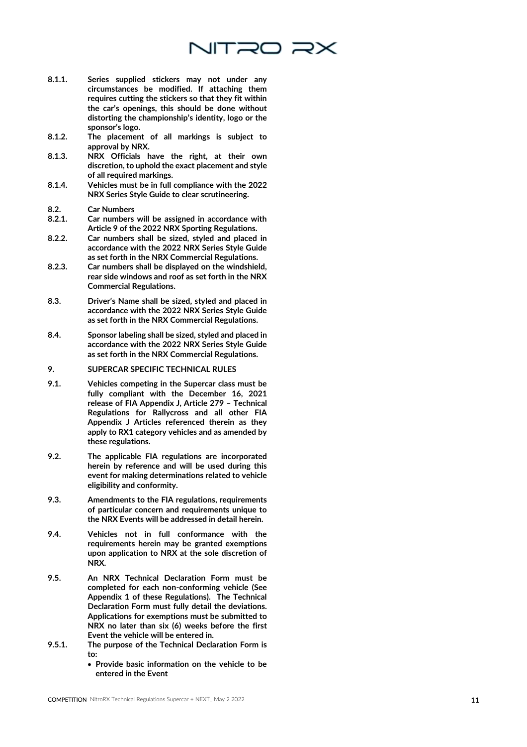**8.1.1.** **Series supplied stickers may not under any circumstances be modified. If attaching them requires cutting the stickers so that they fit within the car's openings, this should be done without distorting the championship's identity, logo or the sponsor's logo.**

**8.1.2.** **The placement of all markings is subject to approval by NRX.**

**8.1.3.** **NRX Officials have the right, at their own discretion, to uphold the exact placement and style of all required markings.**

**8.1.4.** **Vehicles must be in full compliance with the 2022 NRX Series Style Guide to clear scrutineering.**

**8.2.** **Car Numbers**

**8.2.1.** **Car numbers will be assigned in accordance with Article 9 of the 2022 NRX Sporting Regulations.**

**8.2.2.** **Car numbers shall be sized, styled and placed in accordance with the 2022 NRX Series Style Guide as set forth in the NRX Commercial Regulations.**

**8.2.3.** **Car numbers shall be displayed on the windshield, rear side windows and roof as set forth in the NRX Commercial Regulations.**

**8.3.** **Driver's Name shall be sized, styled and placed in accordance with the 2022 NRX Series Style Guide as set forth in the NRX Commercial Regulations.**

**8.4.** **Sponsor labeling shall be sized, styled and placed in accordance with the 2022 NRX Series Style Guide as set forth in the NRX Commercial Regulations.**

## 9. SUPERCAR SPECIFIC TECHNICAL RULES

**9.1.** **Vehicles competing in the Supercar class must be fully compliant with the December 16, 2021 release of FIA Appendix J, Article 279 – Technical Regulations for Rallycross and all other FIA Appendix J Articles referenced therein as they apply to RX1 category vehicles and as amended by these regulations.**

**9.2.** **The applicable FIA regulations are incorporated herein by reference and will be used during this event for making determinations related to vehicle eligibility and conformity.**

**9.3.** **Amendments to the FIA regulations, requirements of particular concern and requirements unique to the NRX Events will be addressed in detail herein.**

**9.4.** **Vehicles not in full conformance with the requirements herein may be granted exemptions upon application to NRX at the sole discretion of NRX.**

**9.5.** **An NRX Technical Declaration Form must be completed for each non-conforming vehicle (See Appendix 1 of these Regulations). The Technical Declaration Form must fully detail the deviations. Applications for exemptions must be submitted to NRX no later than six (6) weeks before the first Event the vehicle will be entered in.**

**9.5.1.** **The purpose of the Technical Declaration Form is to:**

- **Provide basic information on the vehicle to be entered in the Event**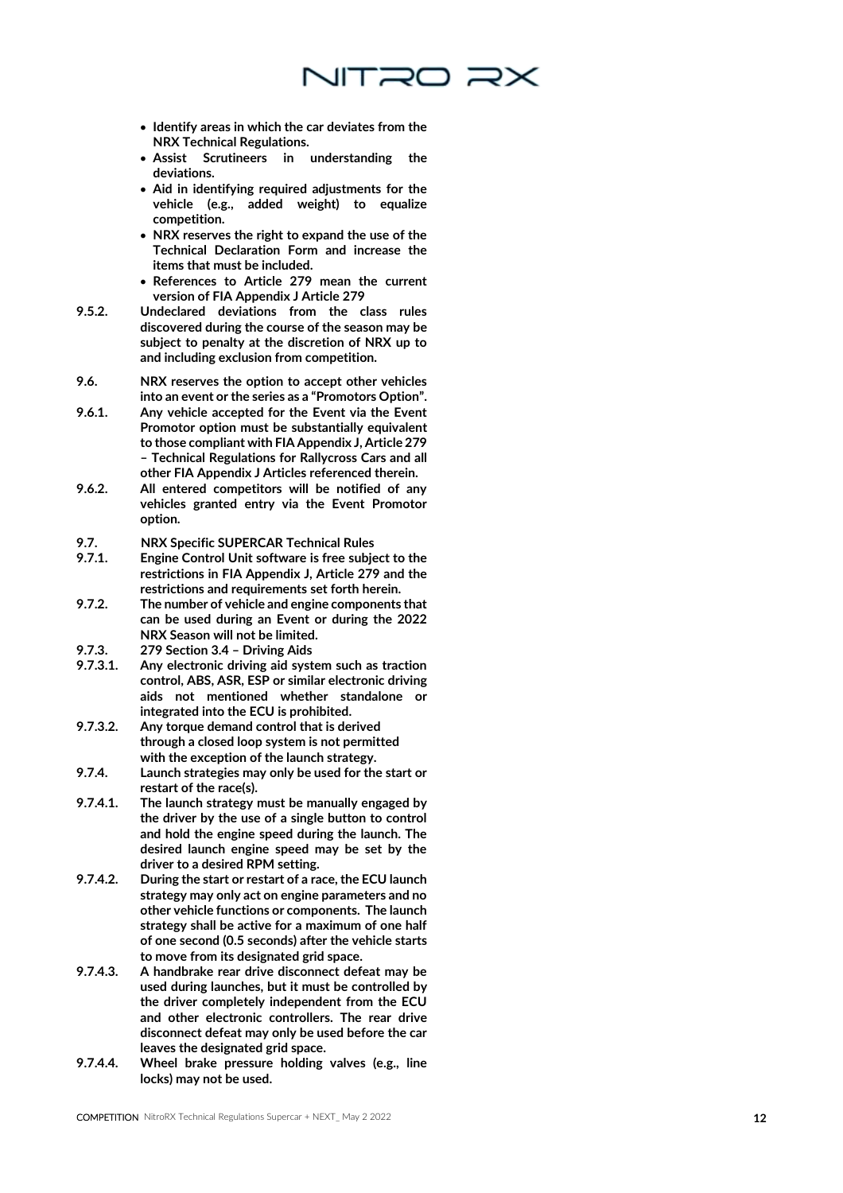- **Identify areas in which the car deviates from the NRX Technical Regulations.**
- **Assist Scrutineers in understanding the deviations.**
- **Aid in identifying required adjustments for the vehicle (e.g., added weight) to equalize competition.**
- **NRX reserves the right to expand the use of the Technical Declaration Form and increase the items that must be included.**
- **References to Article 279 mean the current version of FIA Appendix J Article 279**

**9.5.2.** **Undeclared deviations from the class rules discovered during the course of the season may be subject to penalty at the discretion of NRX up to and including exclusion from competition.**

**9.6.** **NRX reserves the option to accept other vehicles into an event or the series as a "Promotors Option".**

**9.6.1.** **Any vehicle accepted for the Event via the Event Promotor option must be substantially equivalent to those compliant with FIA Appendix J, Article 279 – Technical Regulations for Rallycross Cars and all other FIA Appendix J Articles referenced therein.**

**9.6.2.** **All entered competitors will be notified of any vehicles granted entry via the Event Promotor option.**

**9.7.** **NRX Specific SUPERCAR Technical Rules**

**9.7.1.** **Engine Control Unit software is free subject to the restrictions in FIA Appendix J, Article 279 and the restrictions and requirements set forth herein.**

**9.7.2.** **The number of vehicle and engine components that can be used during an Event or during the 2022 NRX Season will not be limited.**

**9.7.3.** **279 Section 3.4 – Driving Aids**

**9.7.3.1.** **Any electronic driving aid system such as traction control, ABS, ASR, ESP or similar electronic driving aids not mentioned whether standalone or integrated into the ECU is prohibited.**

**9.7.3.2.** **Any torque demand control that is derived through a closed loop system is not permitted with the exception of the launch strategy.**

**9.7.4.** **Launch strategies may only be used for the start or restart of the race(s).**

**9.7.4.1.** **The launch strategy must be manually engaged by the driver by the use of a single button to control and hold the engine speed during the launch. The desired launch engine speed may be set by the driver to a desired RPM setting.**

**9.7.4.2.** **During the start or restart of a race, the ECU launch strategy may only act on engine parameters and no other vehicle functions or components. The launch strategy shall be active for a maximum of one half of one second (0.5 seconds) after the vehicle starts to move from its designated grid space.**

**9.7.4.3.** **A handbrake rear drive disconnect defeat may be used during launches, but it must be controlled by the driver completely independent from the ECU and other electronic controllers. The rear drive disconnect defeat may only be used before the car leaves the designated grid space.**

**9.7.4.4.** **Wheel brake pressure holding valves (e.g., line locks) may not be used.**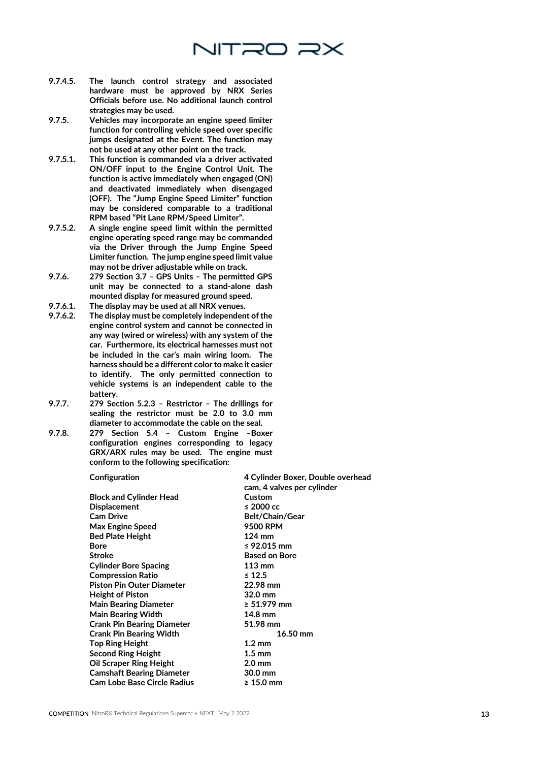**9.7.4.5.** **The launch control strategy and associated hardware must be approved by NRX Series Officials before use. No additional launch control strategies may be used.**

**9.7.5.** **Vehicles may incorporate an engine speed limiter function for controlling vehicle speed over specific jumps designated at the Event. The function may not be used at any other point on the track.**

**9.7.5.1.** **This function is commanded via a driver activated ON/OFF input to the Engine Control Unit. The function is active immediately when engaged (ON) and deactivated immediately when disengaged (OFF). The "Jump Engine Speed Limiter" function may be considered comparable to a traditional RPM based "Pit Lane RPM/Speed Limiter".**

**9.7.5.2.** **A single engine speed limit within the permitted engine operating speed range may be commanded via the Driver through the Jump Engine Speed Limiter function. The jump engine speed limit value may not be driver adjustable while on track.**

**9.7.6.** **279 Section 3.7 – GPS Units – The permitted GPS unit may be connected to a stand-alone dash mounted display for measured ground speed.**

**9.7.6.1.** **The display may be used at all NRX venues.**

**9.7.6.2.** **The display must be completely independent of the engine control system and cannot be connected in any way (wired or wireless) with any system of the car. Furthermore, its electrical harnesses must not be included in the car's main wiring loom. The harness should be a different color to make it easier to identify. The only permitted connection to vehicle systems is an independent cable to the battery.**

**9.7.7.** **279 Section 5.2.3 – Restrictor – The drillings for sealing the restrictor must be 2.0 to 3.0 mm diameter to accommodate the cable on the seal.**

**9.7.8.** **279 Section 5.4 – Custom Engine –Boxer configuration engines corresponding to legacy GRX/ARX rules may be used. The engine must conform to the following specification:**

| | |
|---|---|
| **Configuration** | **4 Cylinder Boxer, Double overhead cam, 4 valves per cylinder** |
| **Block and Cylinder Head** | **Custom** |
| **Displacement** | **≤ 2000 cc** |
| **Cam Drive** | **Belt/Chain/Gear** |
| **Max Engine Speed** | **9500 RPM** |
| **Bed Plate Height** | **124 mm** |
| **Bore** | **≤ 92.015 mm** |
| **Stroke** | **Based on Bore** |
| **Cylinder Bore Spacing** | **113 mm** |
| **Compression Ratio** | **≤ 12.5** |
| **Piston Pin Outer Diameter** | **22.98 mm** |
| **Height of Piston** | **32.0 mm** |
| **Main Bearing Diameter** | **≥ 51.979 mm** |
| **Main Bearing Width** | **14.8 mm** |
| **Crank Pin Bearing Diameter** | **51.98 mm** |
| **Crank Pin Bearing Width** | **16.50 mm** |
| **Top Ring Height** | **1.2 mm** |
| **Second Ring Height** | **1.5 mm** |
| **Oil Scraper Ring Height** | **2.0 mm** |
| **Camshaft Bearing Diameter** | **30.0 mm** |
| **Cam Lobe Base Circle Radius** | **≥ 15.0 mm** |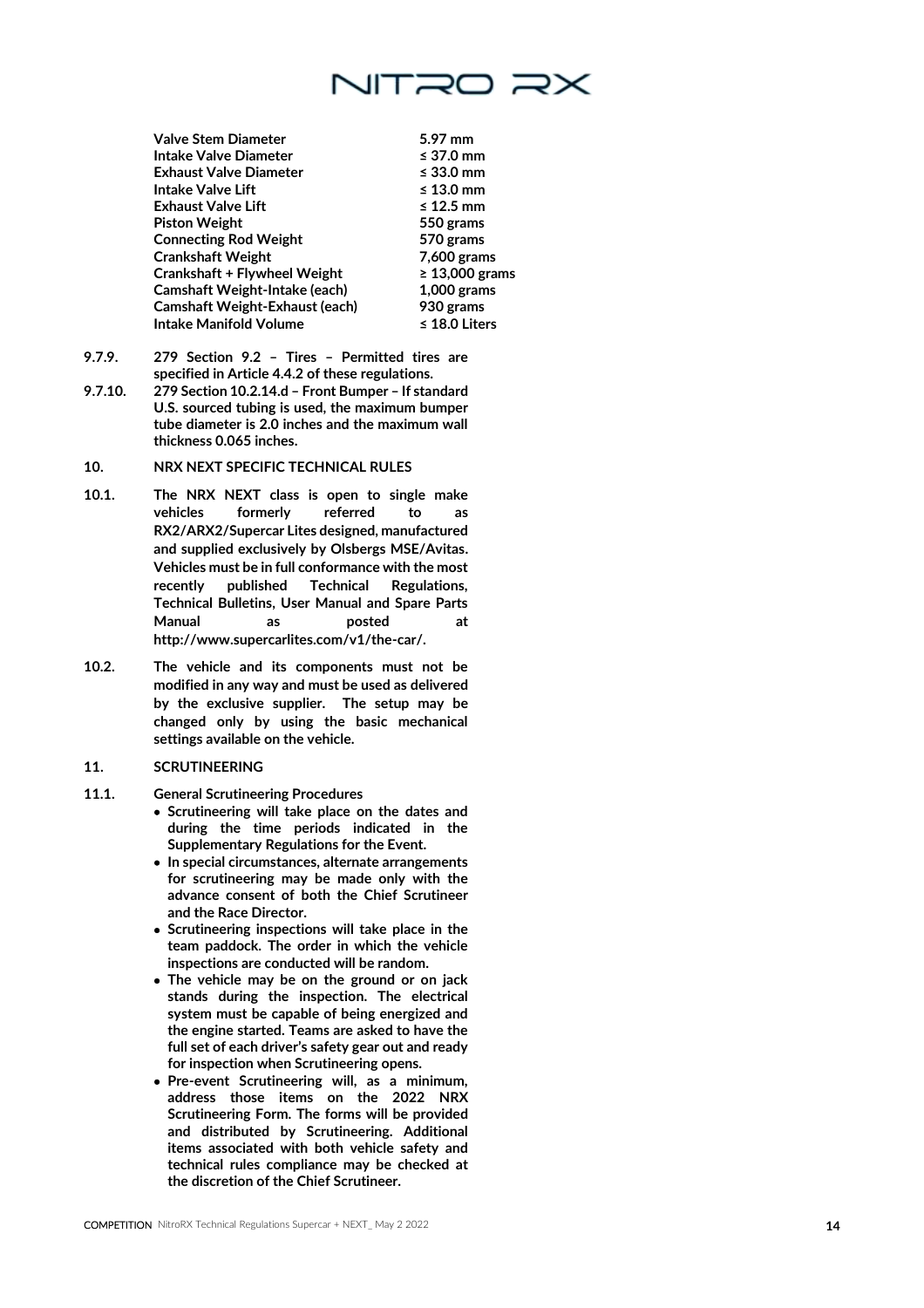| | |
|---|---|
| **Valve Stem Diameter** | **5.97 mm** |
| **Intake Valve Diameter** | **≤ 37.0 mm** |
| **Exhaust Valve Diameter** | **≤ 33.0 mm** |
| **Intake Valve Lift** | **≤ 13.0 mm** |
| **Exhaust Valve Lift** | **≤ 12.5 mm** |
| **Piston Weight** | **550 grams** |
| **Connecting Rod Weight** | **570 grams** |
| **Crankshaft Weight** | **7,600 grams** |
| **Crankshaft + Flywheel Weight** | **≥ 13,000 grams** |
| **Camshaft Weight-Intake (each)** | **1,000 grams** |
| **Camshaft Weight-Exhaust (each)** | **930 grams** |
| **Intake Manifold Volume** | **≤ 18.0 Liters** |

**9.7.9.** **279 Section 9.2 – Tires – Permitted tires are specified in Article 4.4.2 of these regulations.**

**9.7.10.** **279 Section 10.2.14.d – Front Bumper – If standard U.S. sourced tubing is used, the maximum bumper tube diameter is 2.0 inches and the maximum wall thickness 0.065 inches.**

## 10. NRX NEXT SPECIFIC TECHNICAL RULES

**10.1.** **The NRX NEXT class is open to single make vehicles formerly referred to as RX2/ARX2/Supercar Lites designed, manufactured and supplied exclusively by Olsbergs MSE/Avitas. Vehicles must be in full conformance with the most recently published Technical Regulations, Technical Bulletins, User Manual and Spare Parts Manual as posted at http://www.supercarlites.com/v1/the-car/.**

**10.2.** **The vehicle and its components must not be modified in any way and must be used as delivered by the exclusive supplier. The setup may be changed only by using the basic mechanical settings available on the vehicle.**

## 11. SCRUTINEERING

**11.1.** **General Scrutineering Procedures**

- **Scrutineering will take place on the dates and during the time periods indicated in the Supplementary Regulations for the Event.**
- **In special circumstances, alternate arrangements for scrutineering may be made only with the advance consent of both the Chief Scrutineer and the Race Director.**
- **Scrutineering inspections will take place in the team paddock. The order in which the vehicle inspections are conducted will be random.**
- **The vehicle may be on the ground or on jack stands during the inspection. The electrical system must be capable of being energized and the engine started. Teams are asked to have the full set of each driver's safety gear out and ready for inspection when Scrutineering opens.**
- **Pre-event Scrutineering will, as a minimum, address those items on the 2022 NRX Scrutineering Form. The forms will be provided and distributed by Scrutineering. Additional items associated with both vehicle safety and technical rules compliance may be checked at the discretion of the Chief Scrutineer.**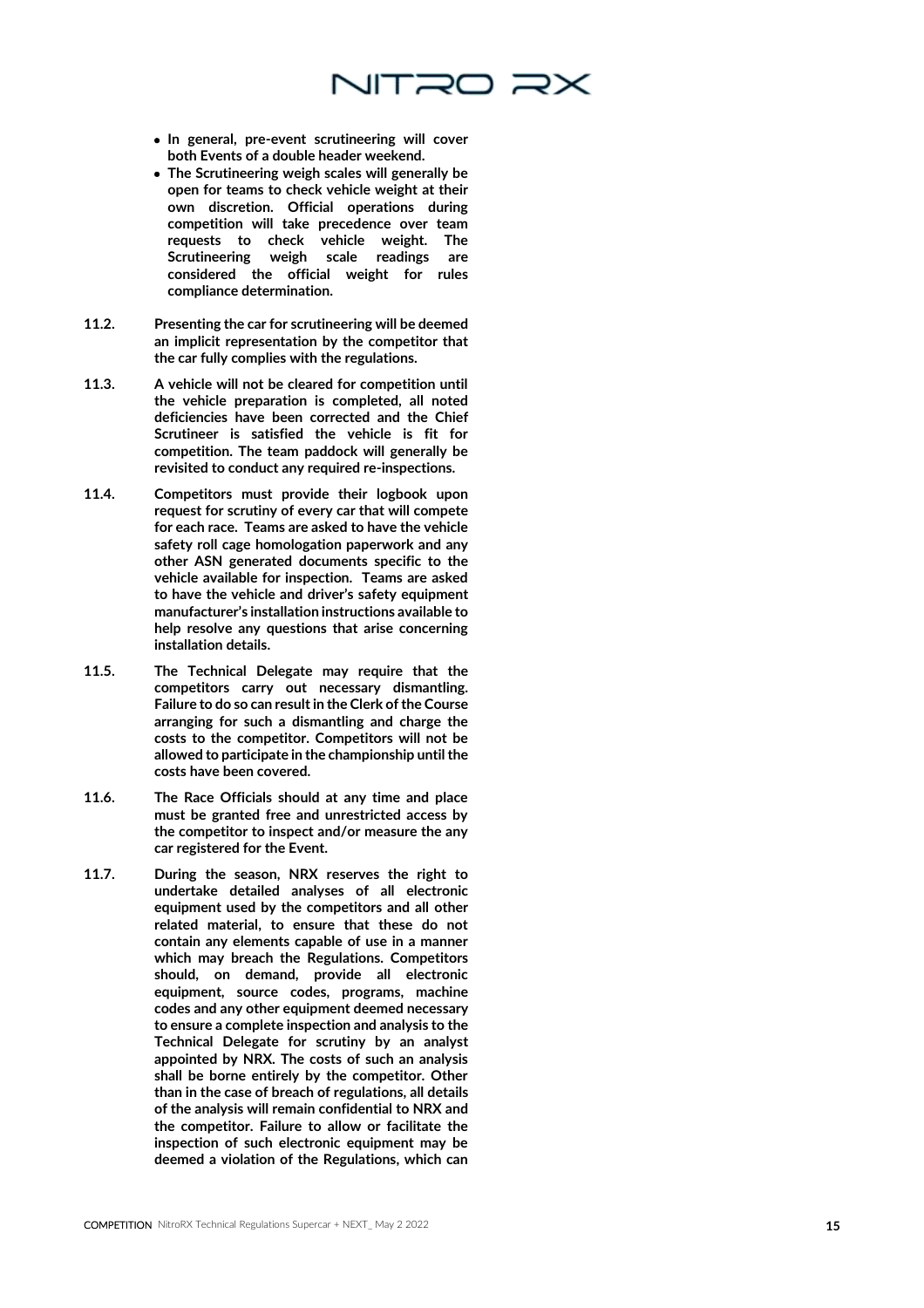- **In general, pre-event scrutineering will cover both Events of a double header weekend.**
- **The Scrutineering weigh scales will generally be open for teams to check vehicle weight at their own discretion. Official operations during competition will take precedence over team requests to check vehicle weight. The Scrutineering weigh scale readings are considered the official weight for rules compliance determination.**

**11.2.** **Presenting the car for scrutineering will be deemed an implicit representation by the competitor that the car fully complies with the regulations.**

**11.3.** **A vehicle will not be cleared for competition until the vehicle preparation is completed, all noted deficiencies have been corrected and the Chief Scrutineer is satisfied the vehicle is fit for competition. The team paddock will generally be revisited to conduct any required re-inspections.**

**11.4.** **Competitors must provide their logbook upon request for scrutiny of every car that will compete for each race. Teams are asked to have the vehicle safety roll cage homologation paperwork and any other ASN generated documents specific to the vehicle available for inspection. Teams are asked to have the vehicle and driver's safety equipment manufacturer's installation instructions available to help resolve any questions that arise concerning installation details.**

**11.5.** **The Technical Delegate may require that the competitors carry out necessary dismantling. Failure to do so can result in the Clerk of the Course arranging for such a dismantling and charge the costs to the competitor. Competitors will not be allowed to participate in the championship until the costs have been covered.**

**11.6.** **The Race Officials should at any time and place must be granted free and unrestricted access by the competitor to inspect and/or measure the any car registered for the Event.**

**11.7.** **During the season, NRX reserves the right to undertake detailed analyses of all electronic equipment used by the competitors and all other related material, to ensure that these do not contain any elements capable of use in a manner which may breach the Regulations. Competitors should, on demand, provide all electronic equipment, source codes, programs, machine codes and any other equipment deemed necessary to ensure a complete inspection and analysis to the Technical Delegate for scrutiny by an analyst appointed by NRX. The costs of such an analysis shall be borne entirely by the competitor. Other than in the case of breach of regulations, all details of the analysis will remain confidential to NRX and the competitor. Failure to allow or facilitate the inspection of such electronic equipment may be deemed a violation of the Regulations, which can**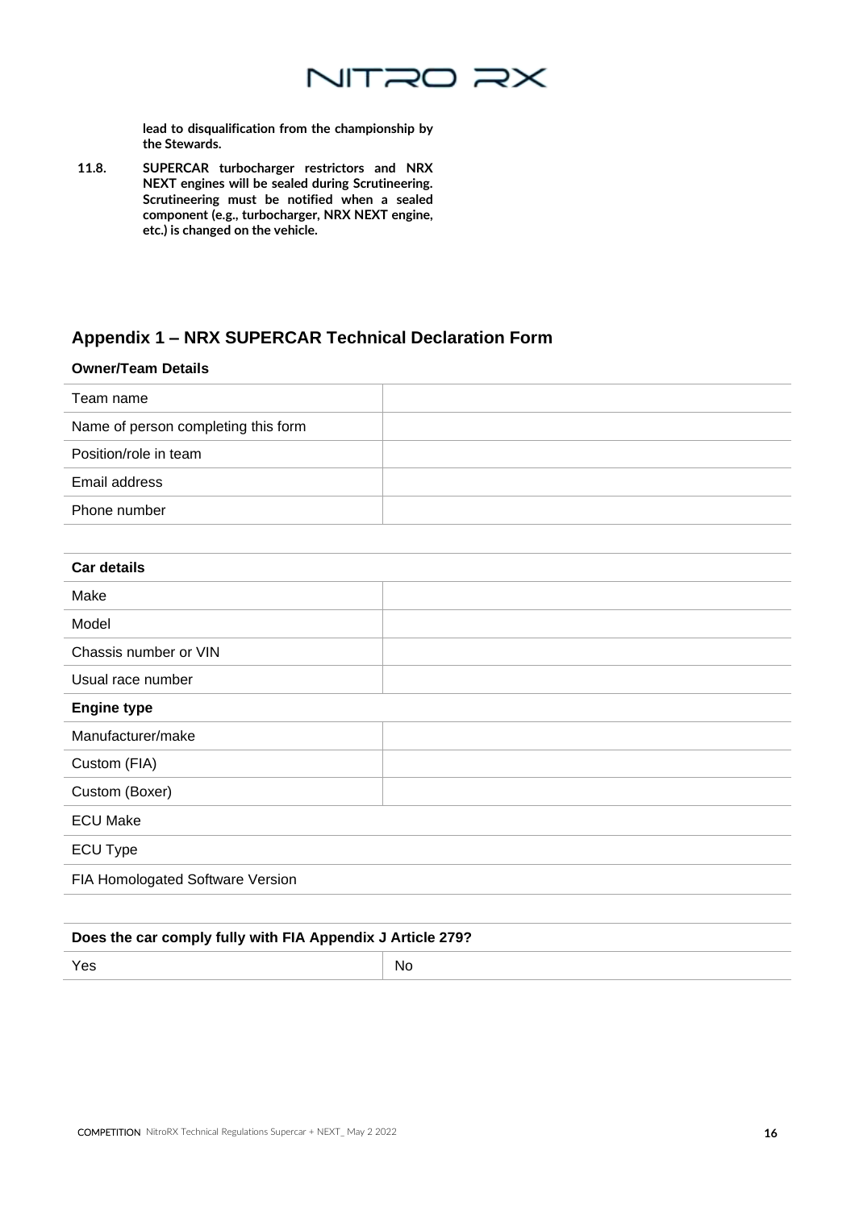**lead to disqualification from the championship by the Stewards.**

**11.8. SUPERCAR turbocharger restrictors and NRX NEXT engines will be sealed during Scrutineering. Scrutineering must be notified when a sealed component (e.g., turbocharger, NRX NEXT engine, etc.) is changed on the vehicle.**

## Appendix 1 – NRX SUPERCAR Technical Declaration Form

**Owner/Team Details**

| | |
|---|---|
| Team name | |
| Name of person completing this form | |
| Position/role in team | |
| Email address | |
| Phone number | |

| **Car details** | |
|---|---|
| Make | |
| Model | |
| Chassis number or VIN | |
| Usual race number | |
| **Engine type** | |
| Manufacturer/make | |
| Custom (FIA) | |
| Custom (Boxer) | |
| ECU Make | |
| ECU Type | |
| FIA Homologated Software Version | |

| **Does the car comply fully with FIA Appendix J Article 279?** | |
|---|---|
| Yes | No |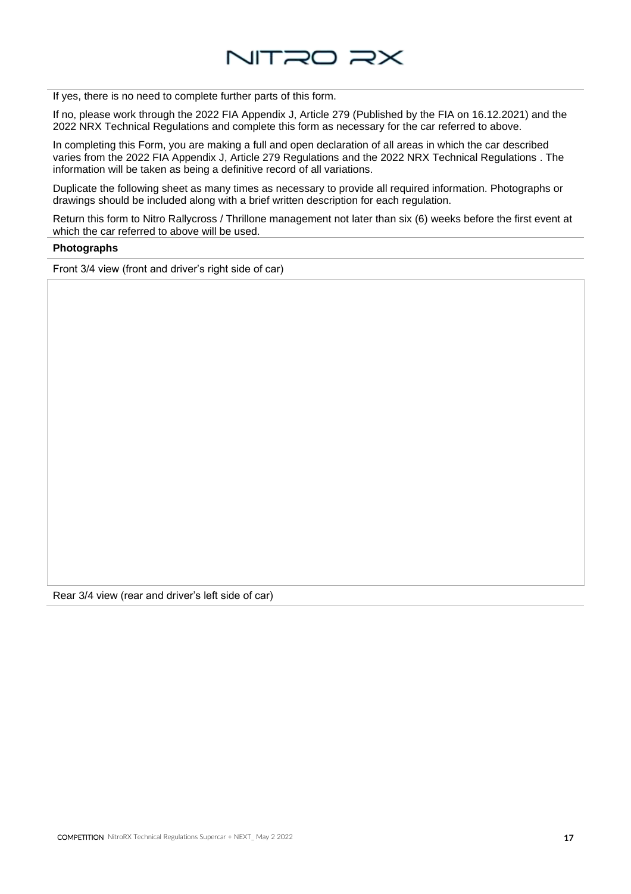If yes, there is no need to complete further parts of this form.

If no, please work through the 2022 FIA Appendix J, Article 279 (Published by the FIA on 16.12.2021) and the 2022 NRX Technical Regulations and complete this form as necessary for the car referred to above.

In completing this Form, you are making a full and open declaration of all areas in which the car described varies from the 2022 FIA Appendix J, Article 279 Regulations and the 2022 NRX Technical Regulations . The information will be taken as being a definitive record of all variations.

Duplicate the following sheet as many times as necessary to provide all required information. Photographs or drawings should be included along with a brief written description for each regulation.

Return this form to Nitro Rallycross / Thrillone management not later than six (6) weeks before the first event at which the car referred to above will be used.

**Photographs**

Front 3/4 view (front and driver's right side of car)

Rear 3/4 view (rear and driver's left side of car)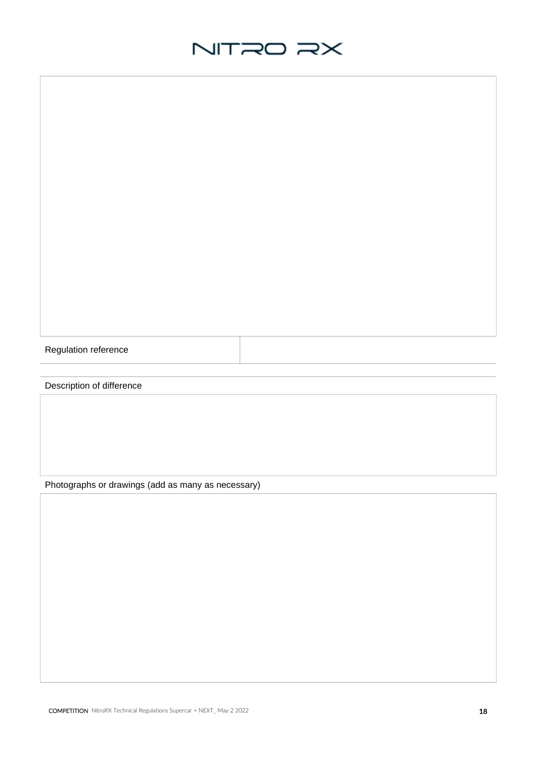| Regulation reference | |
|---|---|

Description of difference

| |
|---|
| |

Photographs or drawings (add as many as necessary)

| |
|---|
| |